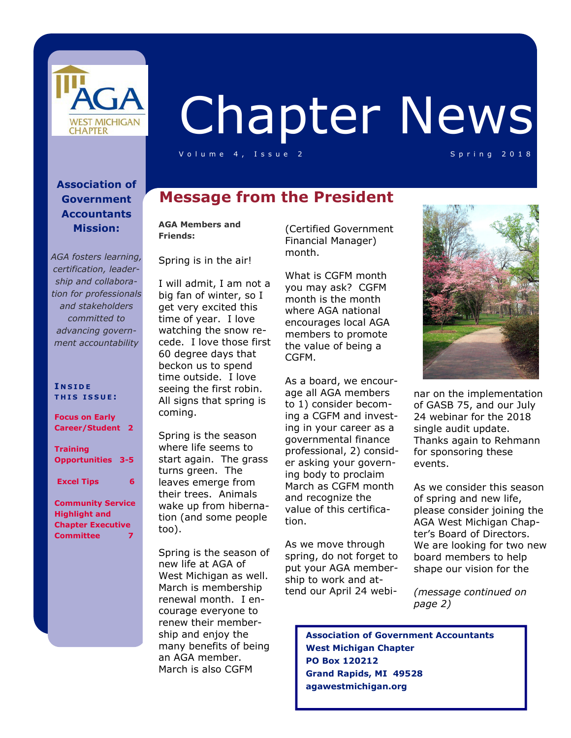# Chapter News

Volume 4, Issue 2 — Spring 2018

**Association of Government Accountants Mission:**

*AGA fosters learning, certification, leadership and collaboration for professionals and stakeholders committed to advancing government accountability*

**Inside this issue:**

- Focus on Early Career/Student — 2
- Training Opportunities — 3-5
- Excel Tips — 6
- Community Service Highlight and Chapter Executive Committee — 7

## Message from the President

**AGA Members and Friends:**

Spring is in the air!

I will admit, I am not a big fan of winter, so I get very excited this time of year. I love watching the snow recede. I love those first 60 degree days that beckon us to spend time outside. I love seeing the first robin. All signs that spring is coming.

Spring is the season where life seems to start again. The grass turns green. The leaves emerge from their trees. Animals wake up from hibernation (and some people too).

Spring is the season of new life at AGA of West Michigan as well. March is membership renewal month. I encourage everyone to renew their membership and enjoy the many benefits of being an AGA member. March is also CGFM (Certified Government Financial Manager) month.

What is CGFM month you may ask? CGFM month is the month where AGA national encourages local AGA members to promote the value of being a CGFM.

As a board, we encourage all AGA members to 1) consider becoming a CGFM and investing in your career as a governmental finance professional, 2) consider asking your governing body to proclaim March as CGFM month and recognize the value of this certification.

As we move through spring, do not forget to put your AGA membership to work and attend our April 24 webinar on the implementation of GASB 75, and our July 24 webinar for the 2018 single audit update. Thanks again to Rehmann for sponsoring these events.

As we consider this season of spring and new life, please consider joining the AGA West Michigan Chapter's Board of Directors. We are looking for two new board members to help shape our vision for the

*(message continued on page 2)*

**Association of Government Accountants**
**West Michigan Chapter**
**PO Box 120212**
**Grand Rapids, MI 49528**
**agawestmichigan.org**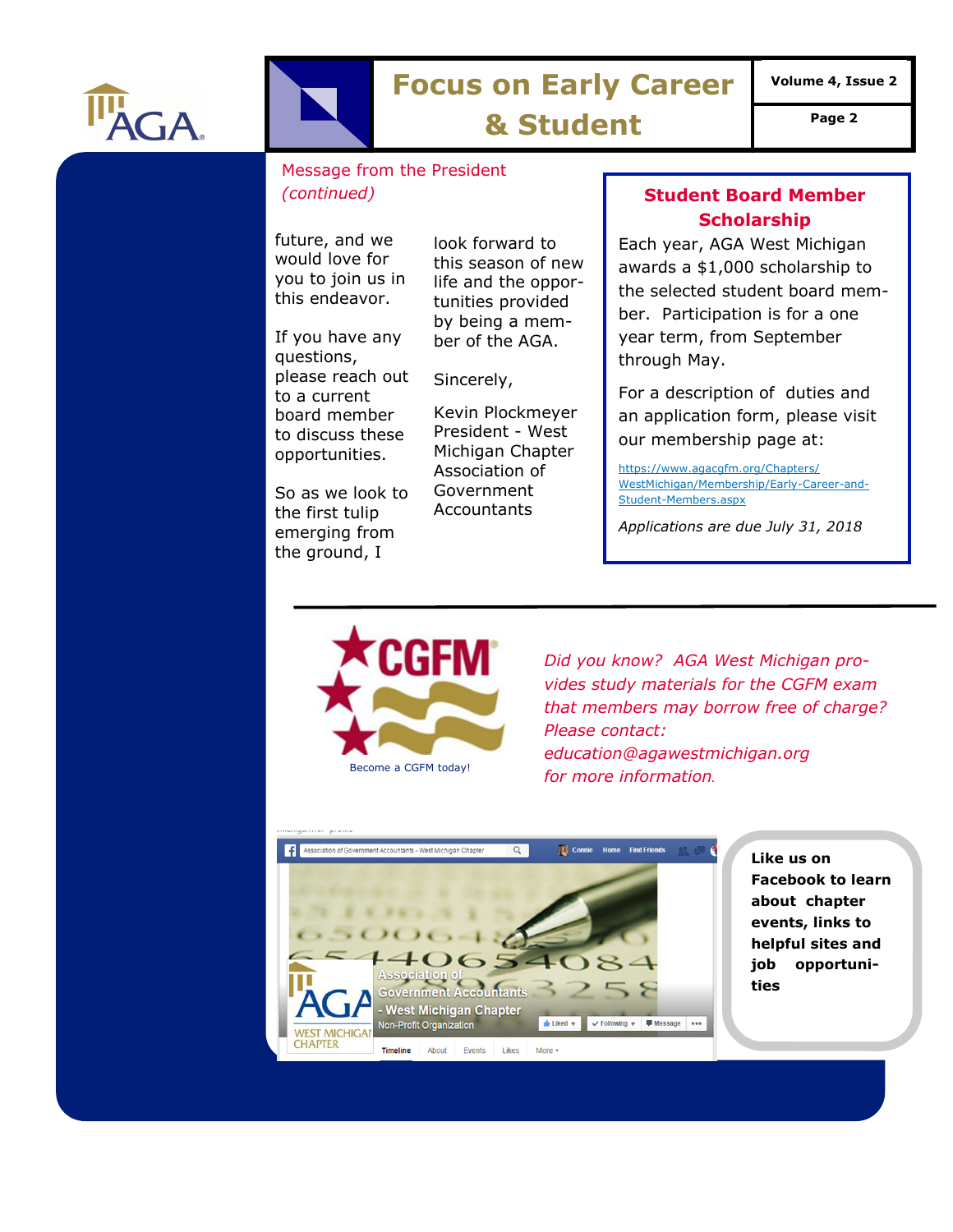## Message from the President *(continued)*

future, and we would love for you to join us in this endeavor.

If you have any questions, please reach out to a current board member to discuss these opportunities.

So as we look to the first tulip emerging from the ground, I look forward to this season of new life and the opportunities provided by being a member of the AGA.

Sincerely,

Kevin Plockmeyer
President - West Michigan Chapter Association of Government Accountants

## Student Board Member Scholarship

Each year, AGA West Michigan awards a $1,000 scholarship to the selected student board member. Participation is for a one year term, from September through May.

For a description of duties and an application form, please visit our membership page at:

https://www.agacgfm.org/Chapters/WestMichigan/Membership/Early-Career-and-Student-Members.aspx

*Applications are due July 31, 2018*

---

Become a CGFM today!

*Did you know? AGA West Michigan provides study materials for the CGFM exam that members may borrow free of charge? Please contact: education@agawestmichigan.org for more information.*

**Like us on Facebook to learn about chapter events, links to helpful sites and job opportunities**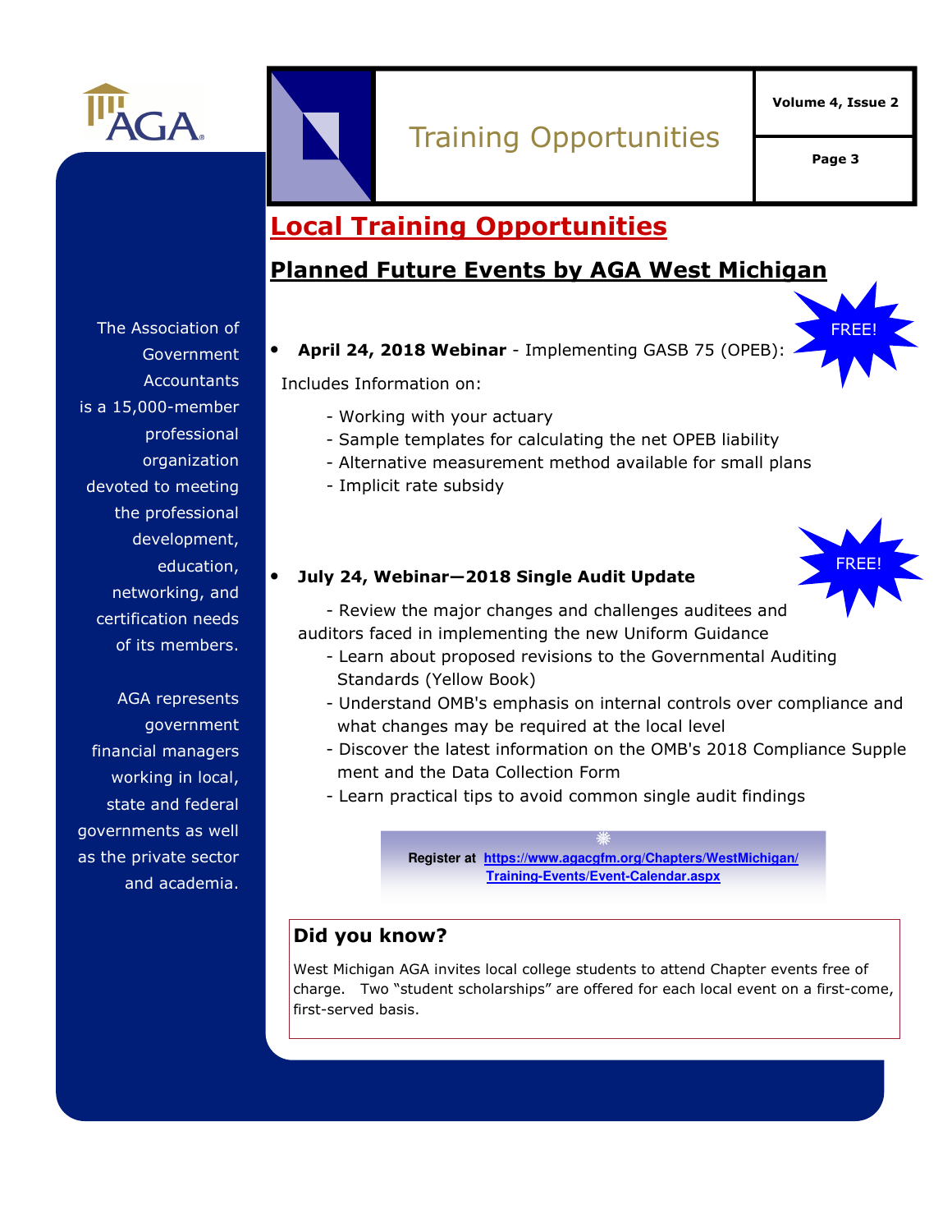# Training Opportunities

## Local Training Opportunities

### Planned Future Events by AGA West Michigan

- **April 24, 2018 Webinar** - Implementing GASB 75 (OPEB): FREE!

  Includes Information on:

  - Working with your actuary
  - Sample templates for calculating the net OPEB liability
  - Alternative measurement method available for small plans
  - Implicit rate subsidy

- **July 24, Webinar—2018 Single Audit Update** FREE!

  - Review the major changes and challenges auditees and auditors faced in implementing the new Uniform Guidance
  - Learn about proposed revisions to the Governmental Auditing Standards (Yellow Book)
  - Understand OMB's emphasis on internal controls over compliance and what changes may be required at the local level
  - Discover the latest information on the OMB's 2018 Compliance Supplement and the Data Collection Form
  - Learn practical tips to avoid common single audit findings

**Register at** https://www.agacgfm.org/Chapters/WestMichigan/Training-Events/Event-Calendar.aspx

### Did you know?

West Michigan AGA invites local college students to attend Chapter events free of charge. Two "student scholarships" are offered for each local event on a first-come, first-served basis.

The Association of Government Accountants is a 15,000-member professional organization devoted to meeting the professional development, education, networking, and certification needs of its members.

AGA represents government financial managers working in local, state and federal governments as well as the private sector and academia.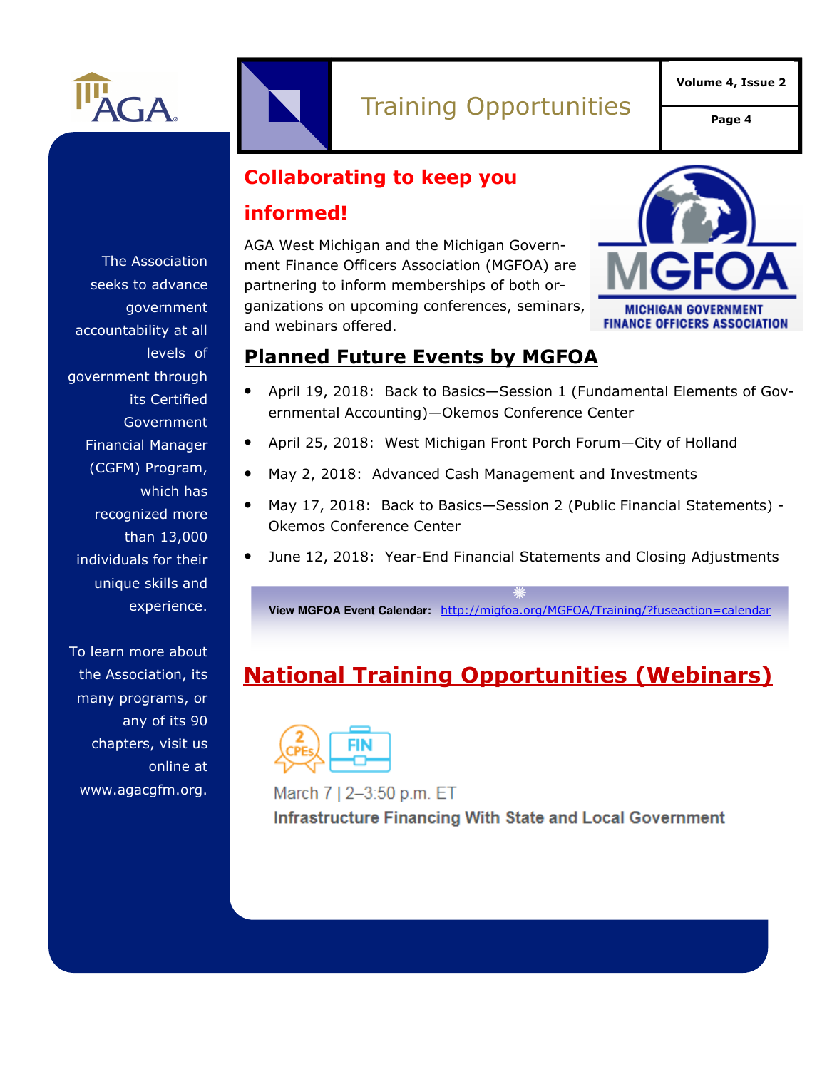# Training Opportunities

The Association seeks to advance government accountability at all levels of government through its Certified Government Financial Manager (CGFM) Program, which has recognized more than 13,000 individuals for their unique skills and experience.

To learn more about the Association, its many programs, or any of its 90 chapters, visit us online at www.agacgfm.org.

## Collaborating to keep you informed!

AGA West Michigan and the Michigan Government Finance Officers Association (MGFOA) are partnering to inform memberships of both organizations on upcoming conferences, seminars, and webinars offered.

## Planned Future Events by MGFOA

- April 19, 2018: Back to Basics—Session 1 (Fundamental Elements of Governmental Accounting)—Okemos Conference Center
- April 25, 2018: West Michigan Front Porch Forum—City of Holland
- May 2, 2018: Advanced Cash Management and Investments
- May 17, 2018: Back to Basics—Session 2 (Public Financial Statements) - Okemos Conference Center
- June 12, 2018: Year-End Financial Statements and Closing Adjustments

**View MGFOA Event Calendar:** http://migfoa.org/MGFOA/Training/?fuseaction=calendar

## National Training Opportunities (Webinars)

2 CPEs FIN

March 7 | 2–3:50 p.m. ET

**Infrastructure Financing With State and Local Government**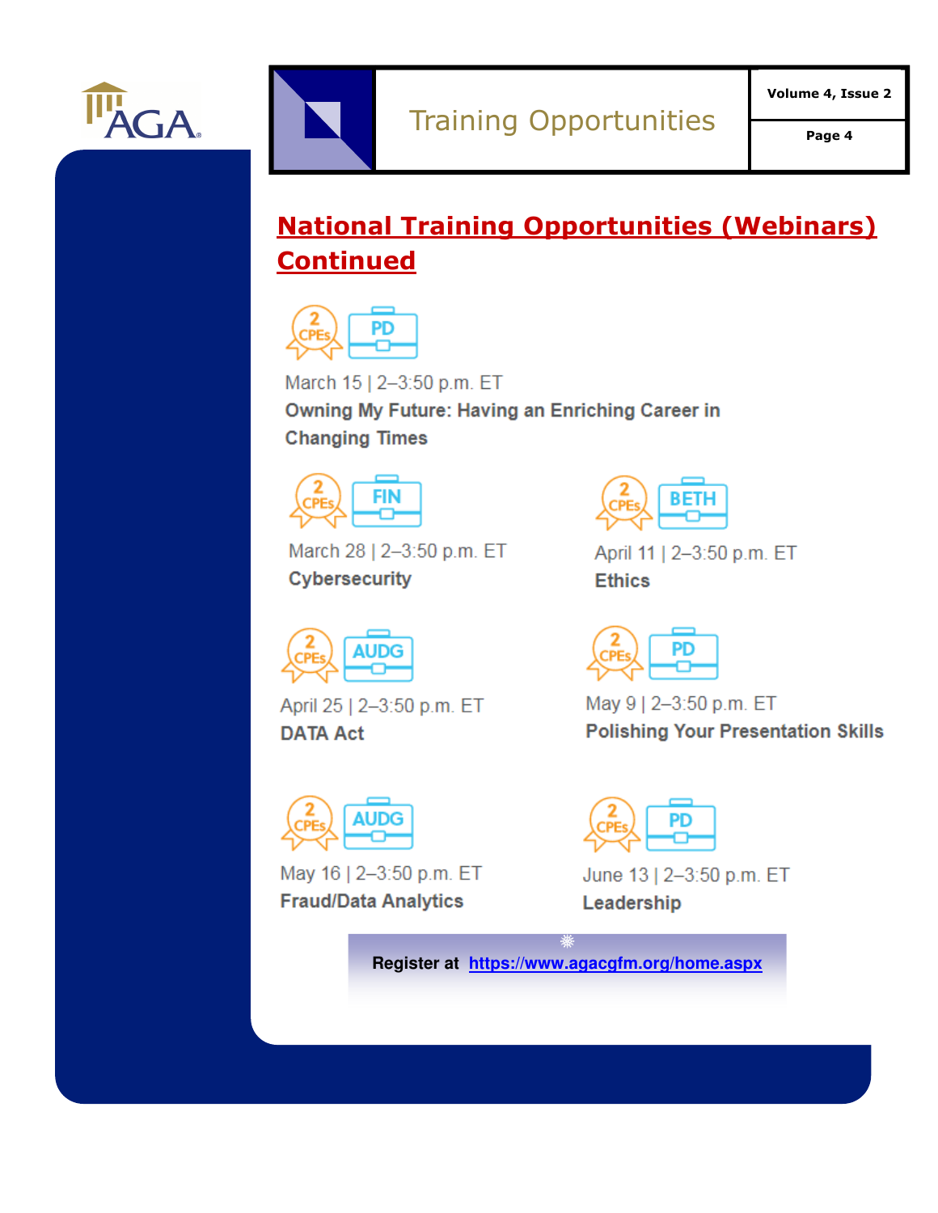## National Training Opportunities (Webinars) Continued

2 CPEs | PD

March 15 | 2–3:50 p.m. ET

**Owning My Future: Having an Enriching Career in Changing Times**

2 CPEs | FIN

March 28 | 2–3:50 p.m. ET

**Cybersecurity**

2 CPEs | BETH

April 11 | 2–3:50 p.m. ET

**Ethics**

2 CPEs | AUDG

April 25 | 2–3:50 p.m. ET

**DATA Act**

2 CPEs | PD

May 9 | 2–3:50 p.m. ET

**Polishing Your Presentation Skills**

2 CPEs | AUDG

May 16 | 2–3:50 p.m. ET

**Fraud/Data Analytics**

2 CPEs | PD

June 13 | 2–3:50 p.m. ET

**Leadership**

**Register at [https://www.agacgfm.org/home.aspx](https://www.agacgfm.org/home.aspx)**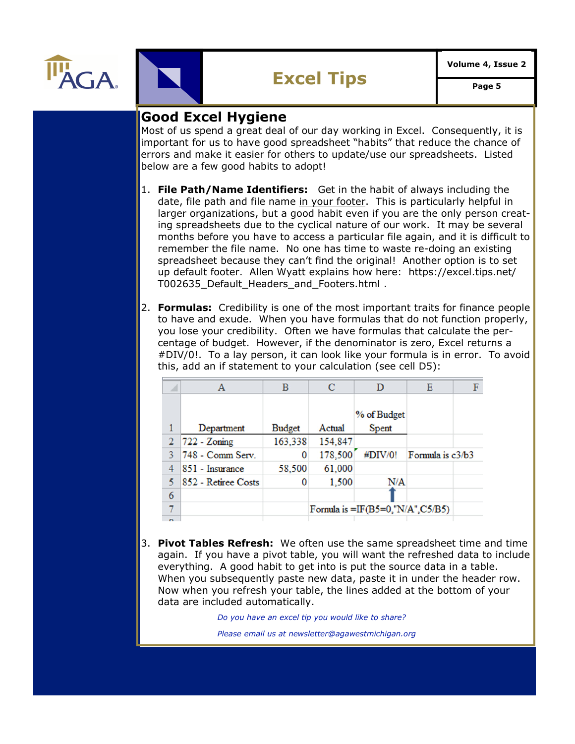## Good Excel Hygiene

Most of us spend a great deal of our day working in Excel. Consequently, it is important for us to have good spreadsheet "habits" that reduce the chance of errors and make it easier for others to update/use our spreadsheets. Listed below are a few good habits to adopt!

1. **File Path/Name Identifiers:** Get in the habit of always including the date, file path and file name in your footer. This is particularly helpful in larger organizations, but a good habit even if you are the only person creating spreadsheets due to the cyclical nature of our work. It may be several months before you have to access a particular file again, and it is difficult to remember the file name. No one has time to waste re-doing an existing spreadsheet because they can't find the original! Another option is to set up default footer. Allen Wyatt explains how here: https://excel.tips.net/T002635_Default_Headers_and_Footers.html .

2. **Formulas:** Credibility is one of the most important traits for finance people to have and exude. When you have formulas that do not function properly, you lose your credibility. Often we have formulas that calculate the percentage of budget. However, if the denominator is zero, Excel returns a #DIV/0!. To a lay person, it can look like your formula is in error. To avoid this, add an if statement to your calculation (see cell D5):

| | A | B | C | D | E | F |
|---|---|---|---|---|---|---|
| 1 | Department | Budget | Actual | % of Budget Spent | | |
| 2 | 722 - Zoning | 163,338 | 154,847 | | | |
| 3 | 748 - Comm Serv. | 0 | 178,500 | #DIV/0! | Formula is c3/b3 | |
| 4 | 851 - Insurance | 58,500 | 61,000 | | | |
| 5 | 852 - Retiree Costs | 0 | 1,500 | N/A | | |
| 6 | | | | ↑ | | |
| 7 | | | Formula is =IF(B5=0,"N/A",C5/B5) | | | |

3. **Pivot Tables Refresh:** We often use the same spreadsheet time and time again. If you have a pivot table, you will want the refreshed data to include everything. A good habit to get into is put the source data in a table. When you subsequently paste new data, paste it in under the header row. Now when you refresh your table, the lines added at the bottom of your data are included automatically.

*Do you have an excel tip you would like to share?*

*Please email us at newsletter@agawestmichigan.org*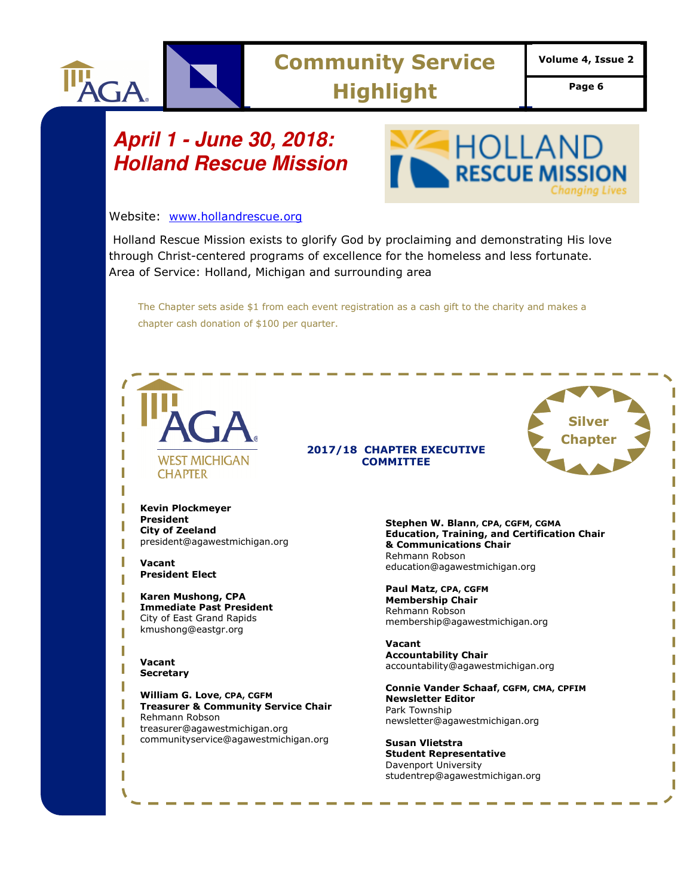# Community Service Highlight

## *April 1 - June 30, 2018: Holland Rescue Mission*

HOLLAND RESCUE MISSION
*Changing Lives*

Website: [www.hollandrescue.org](http://www.hollandrescue.org)

Holland Rescue Mission exists to glorify God by proclaiming and demonstrating His love through Christ-centered programs of excellence for the homeless and less fortunate. Area of Service: Holland, Michigan and surrounding area

The Chapter sets aside $1 from each event registration as a cash gift to the charity and makes a chapter cash donation of $100 per quarter.

---

AGA WEST MICHIGAN CHAPTER

**2017/18 CHAPTER EXECUTIVE COMMITTEE**

Silver Chapter

**Kevin Plockmeyer**
**President**
**City of Zeeland**
president@agawestmichigan.org

**Vacant**
**President Elect**

**Karen Mushong, CPA**
**Immediate Past President**
City of East Grand Rapids
kmushong@eastgr.org

**Vacant**
**Secretary**

**William G. Love, CPA, CGFM**
**Treasurer & Community Service Chair**
Rehmann Robson
treasurer@agawestmichigan.org
communityservice@agawestmichigan.org

**Stephen W. Blann, CPA, CGFM, CGMA**
**Education, Training, and Certification Chair & Communications Chair**
Rehmann Robson
education@agawestmichigan.org

**Paul Matz, CPA, CGFM**
**Membership Chair**
Rehmann Robson
membership@agawestmichigan.org

**Vacant**
**Accountability Chair**
accountability@agawestmichigan.org

**Connie Vander Schaaf, CGFM, CMA, CPFIM**
**Newsletter Editor**
Park Township
newsletter@agawestmichigan.org

**Susan Vlietstra**
**Student Representative**
Davenport University
studentrep@agawestmichigan.org